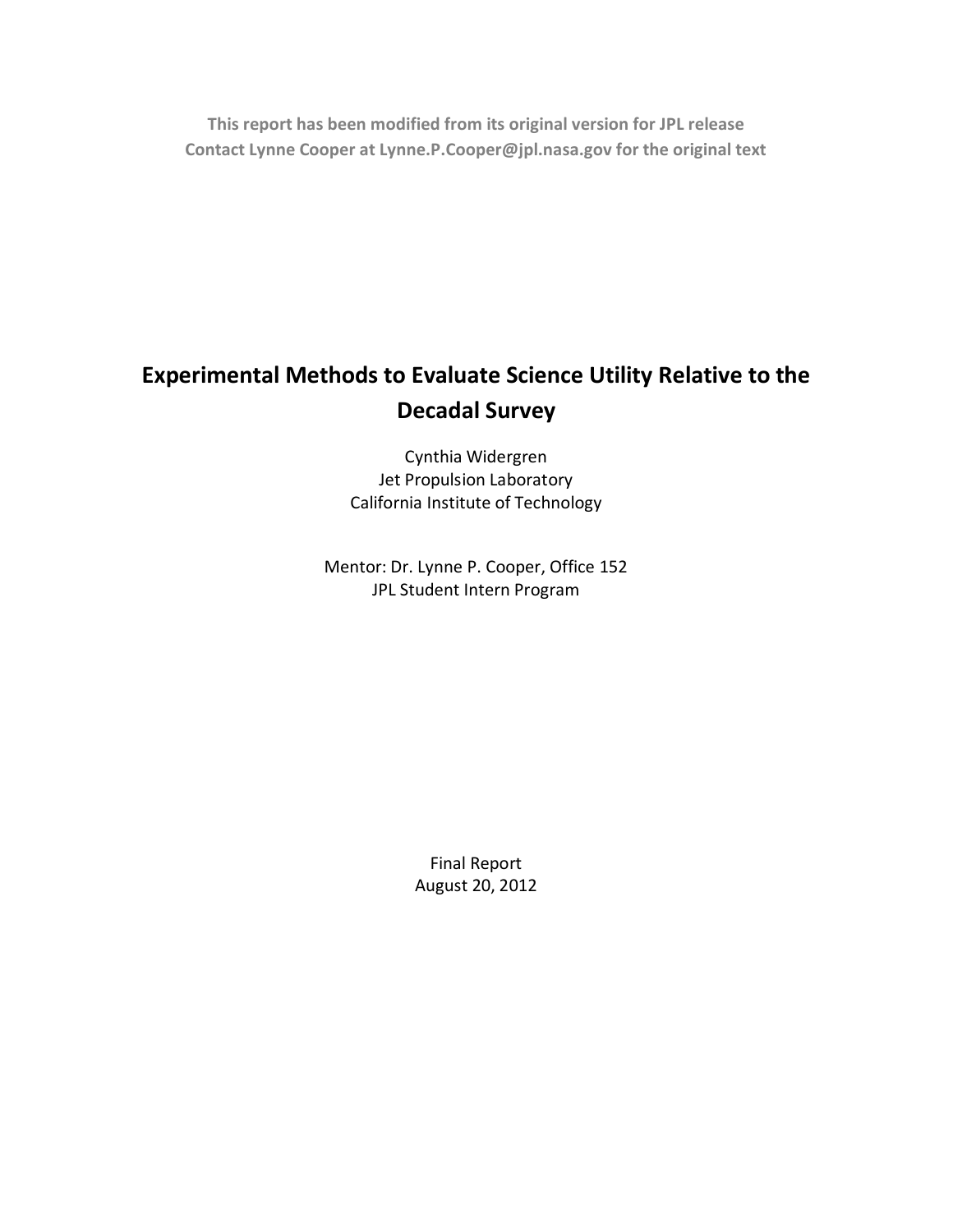**This report has been modified from its original version for JPL release**
**Contact Lynne Cooper at Lynne.P.Cooper@jpl.nasa.gov for the original text**

# Experimental Methods to Evaluate Science Utility Relative to the Decadal Survey

Cynthia Widergren
Jet Propulsion Laboratory
California Institute of Technology

Mentor: Dr. Lynne P. Cooper, Office 152
JPL Student Intern Program

Final Report
August 20, 2012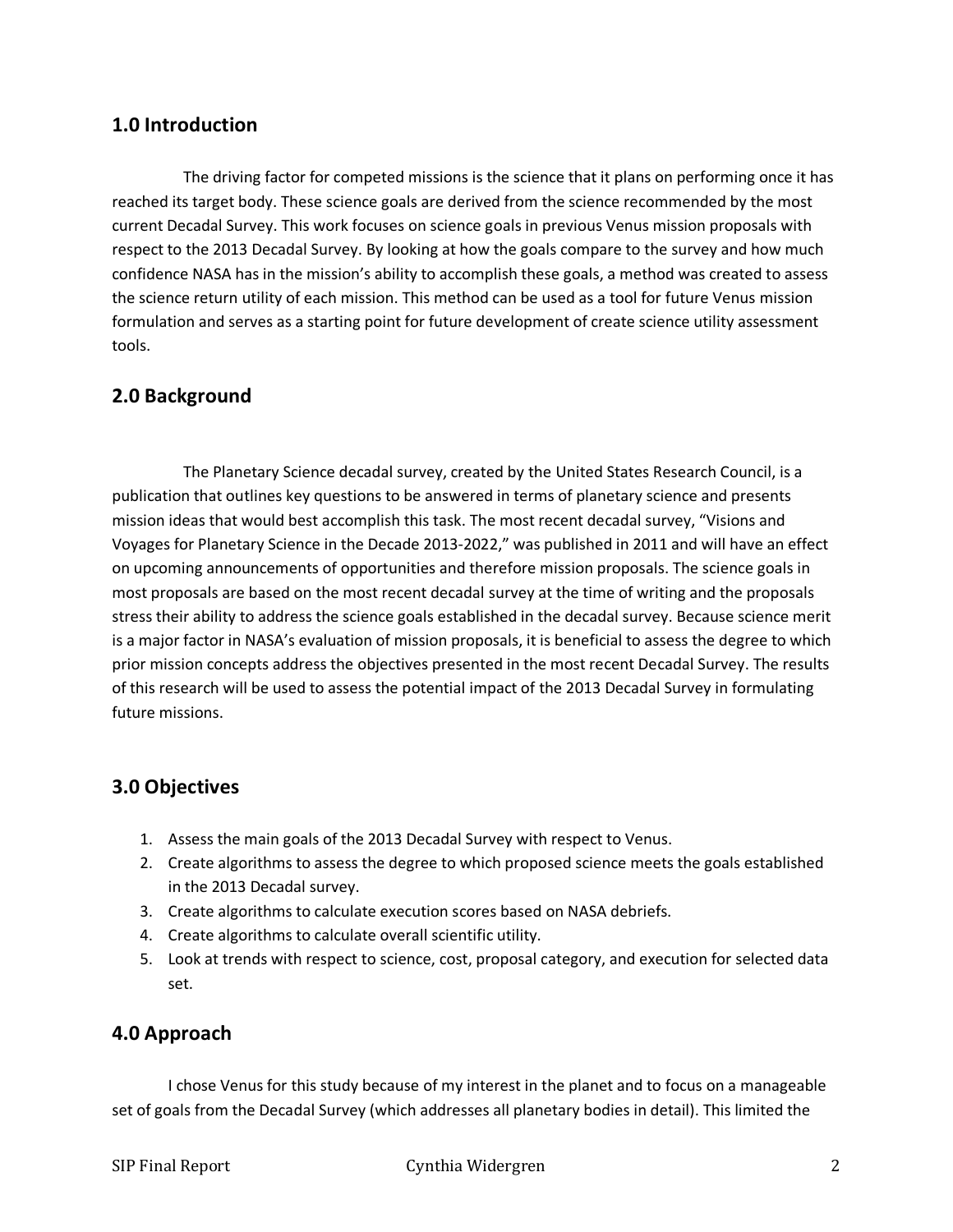## 1.0 Introduction

The driving factor for competed missions is the science that it plans on performing once it has reached its target body. These science goals are derived from the science recommended by the most current Decadal Survey. This work focuses on science goals in previous Venus mission proposals with respect to the 2013 Decadal Survey. By looking at how the goals compare to the survey and how much confidence NASA has in the mission's ability to accomplish these goals, a method was created to assess the science return utility of each mission. This method can be used as a tool for future Venus mission formulation and serves as a starting point for future development of create science utility assessment tools.

## 2.0 Background

The Planetary Science decadal survey, created by the United States Research Council, is a publication that outlines key questions to be answered in terms of planetary science and presents mission ideas that would best accomplish this task. The most recent decadal survey, "Visions and Voyages for Planetary Science in the Decade 2013-2022," was published in 2011 and will have an effect on upcoming announcements of opportunities and therefore mission proposals. The science goals in most proposals are based on the most recent decadal survey at the time of writing and the proposals stress their ability to address the science goals established in the decadal survey. Because science merit is a major factor in NASA's evaluation of mission proposals, it is beneficial to assess the degree to which prior mission concepts address the objectives presented in the most recent Decadal Survey. The results of this research will be used to assess the potential impact of the 2013 Decadal Survey in formulating future missions.

## 3.0 Objectives

1. Assess the main goals of the 2013 Decadal Survey with respect to Venus.
2. Create algorithms to assess the degree to which proposed science meets the goals established in the 2013 Decadal survey.
3. Create algorithms to calculate execution scores based on NASA debriefs.
4. Create algorithms to calculate overall scientific utility.
5. Look at trends with respect to science, cost, proposal category, and execution for selected data set.

## 4.0 Approach

I chose Venus for this study because of my interest in the planet and to focus on a manageable set of goals from the Decadal Survey (which addresses all planetary bodies in detail). This limited the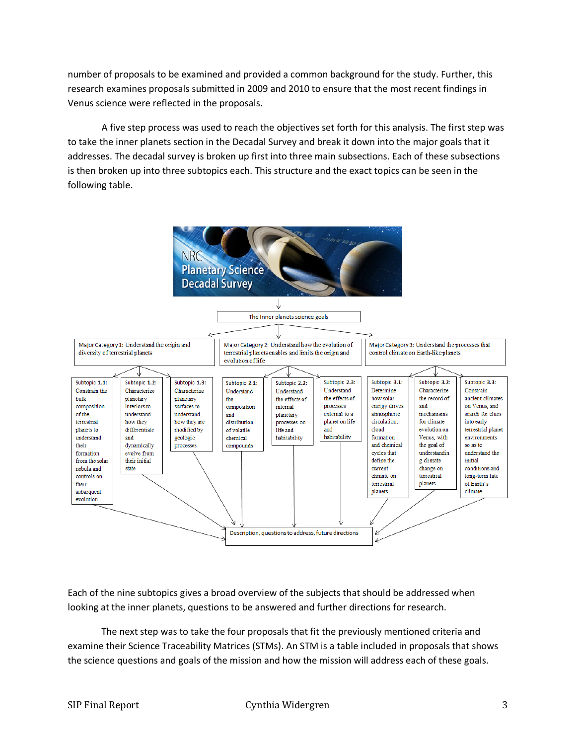number of proposals to be examined and provided a common background for the study. Further, this research examines proposals submitted in 2009 and 2010 to ensure that the most recent findings in Venus science were reflected in the proposals.

A five step process was used to reach the objectives set forth for this analysis. The first step was to take the inner planets section in the Decadal Survey and break it down into the major goals that it addresses. The decadal survey is broken up first into three main subsections. Each of these subsections is then broken up into three subtopics each. This structure and the exact topics can be seen in the following table.

NRC Planetary Science Decadal Survey

The Inner planets science goals

- Major Category 1: Understand the origin and diversity of terrestrial planets
  - Subtopic 1.1: Constrain the bulk composition of the terrestrial planets to understand their formation from the solar nebula and controls on their subsequent evolution
  - Subtopic 1.2: Characterize planetary interiors to understand how they differentiate and dynamically evolve from their initial state
  - Subtopic 1.3: Characterize planetary surfaces to understand how they are modified by geologic processes
- Major Category 2: Understand how the evolution of terrestrial planets enables and limits the origin and evolution of life
  - Subtopic 2.1: Understand the composition and distribution of volatile chemical compounds
  - Subtopic 2.2: Understand the effects of internal planetary processes on life and habitability
  - Subtopic 2.3: Understand the effects of processes external to a planet on life and habitability
- Major Category 3: Understand the processes that control climate on Earth-like planets
  - Subtopic 3.1: Determine how solar energy drives atmospheric circulation, cloud formation and chemical cycles that define the current climate on terrestrial planets
  - Subtopic 3.2: Characterize the record of and mechanisms for climate evolution on Venus, with the goal of understanding climate change on terrestrial planets
  - Subtopic 3.3: Constrain ancient climates on Venus, and search for clues into early terrestrial planet environments so as to understand the initial conditions and long-term fate of Earth's climate

Description, questions to address, future directions

Each of the nine subtopics gives a broad overview of the subjects that should be addressed when looking at the inner planets, questions to be answered and further directions for research.

The next step was to take the four proposals that fit the previously mentioned criteria and examine their Science Traceability Matrices (STMs). An STM is a table included in proposals that shows the science questions and goals of the mission and how the mission will address each of these goals.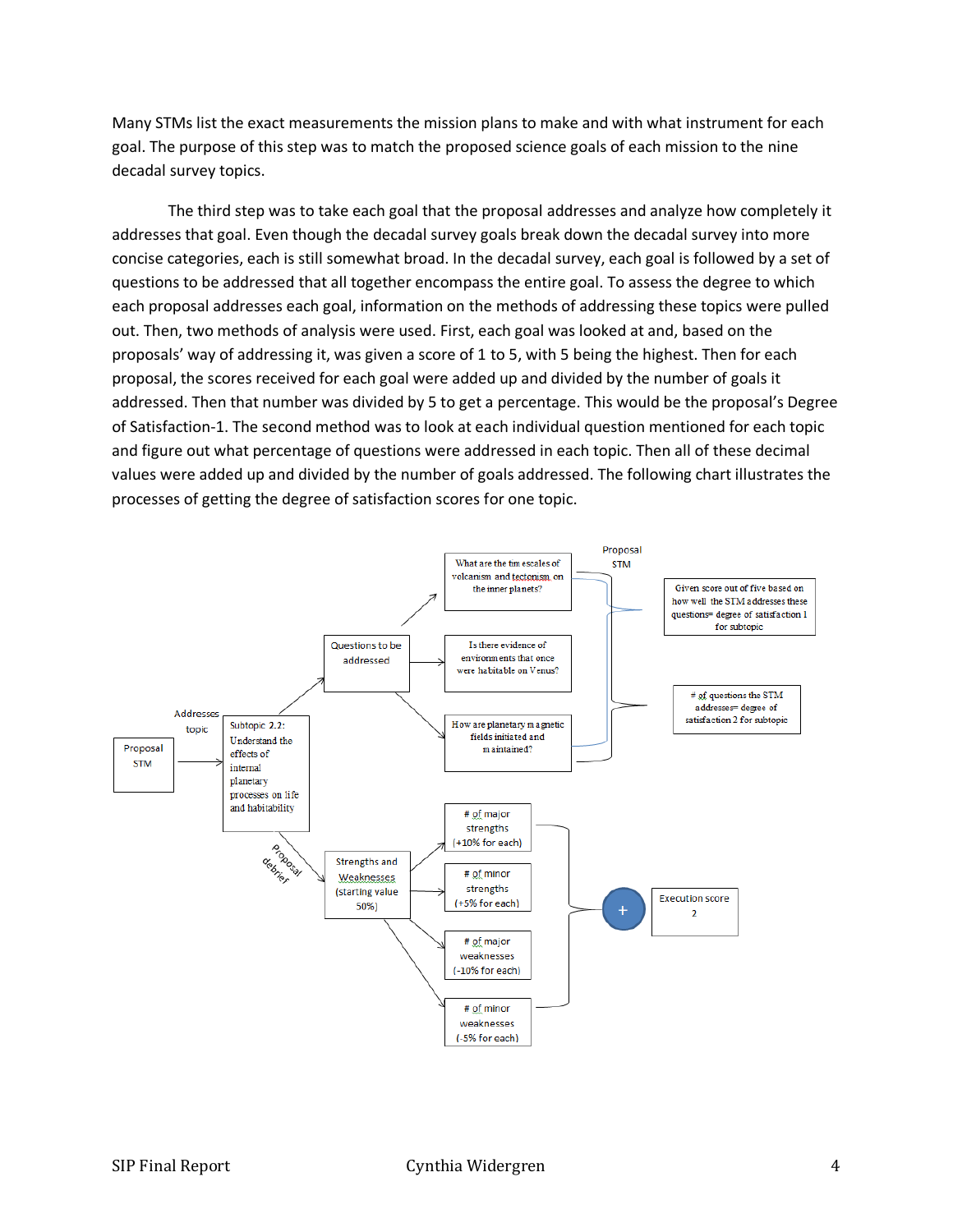Many STMs list the exact measurements the mission plans to make and with what instrument for each goal. The purpose of this step was to match the proposed science goals of each mission to the nine decadal survey topics.

The third step was to take each goal that the proposal addresses and analyze how completely it addresses that goal. Even though the decadal survey goals break down the decadal survey into more concise categories, each is still somewhat broad. In the decadal survey, each goal is followed by a set of questions to be addressed that all together encompass the entire goal. To assess the degree to which each proposal addresses each goal, information on the methods of addressing these topics were pulled out. Then, two methods of analysis were used. First, each goal was looked at and, based on the proposals' way of addressing it, was given a score of 1 to 5, with 5 being the highest. Then for each proposal, the scores received for each goal were added up and divided by the number of goals it addressed. Then that number was divided by 5 to get a percentage. This would be the proposal's Degree of Satisfaction-1. The second method was to look at each individual question mentioned for each topic and figure out what percentage of questions were addressed in each topic. Then all of these decimal values were added up and divided by the number of goals addressed. The following chart illustrates the processes of getting the degree of satisfaction scores for one topic.

Proposal STM → Addresses topic → Subtopic 2.2: Understand the effects of internal planetary processes on life and habitability

Subtopic 2.2 → Questions to be addressed:
- What are the tim escales of volcanism and tectonism on the inner planets?
- Is there evidence of environments that once were habitable on Venus?
- How are planetary magnetic fields initiated and maintained?

Proposal STM:
- Given score out of five based on how well the STM addresses these questions= degree of satisfaction 1 for subtopic
- # of questions the STM addresses= degree of satisfaction 2 for subtopic

Subtopic 2.2 → Proposal debrief → Strengths and Weaknesses (starting value 50%):
- # of major strengths (+10% for each)
- # of minor strengths (+5% for each)
- # of major weaknesses (-10% for each)
- # of minor weaknesses (-5% for each)

\+ → Execution score 2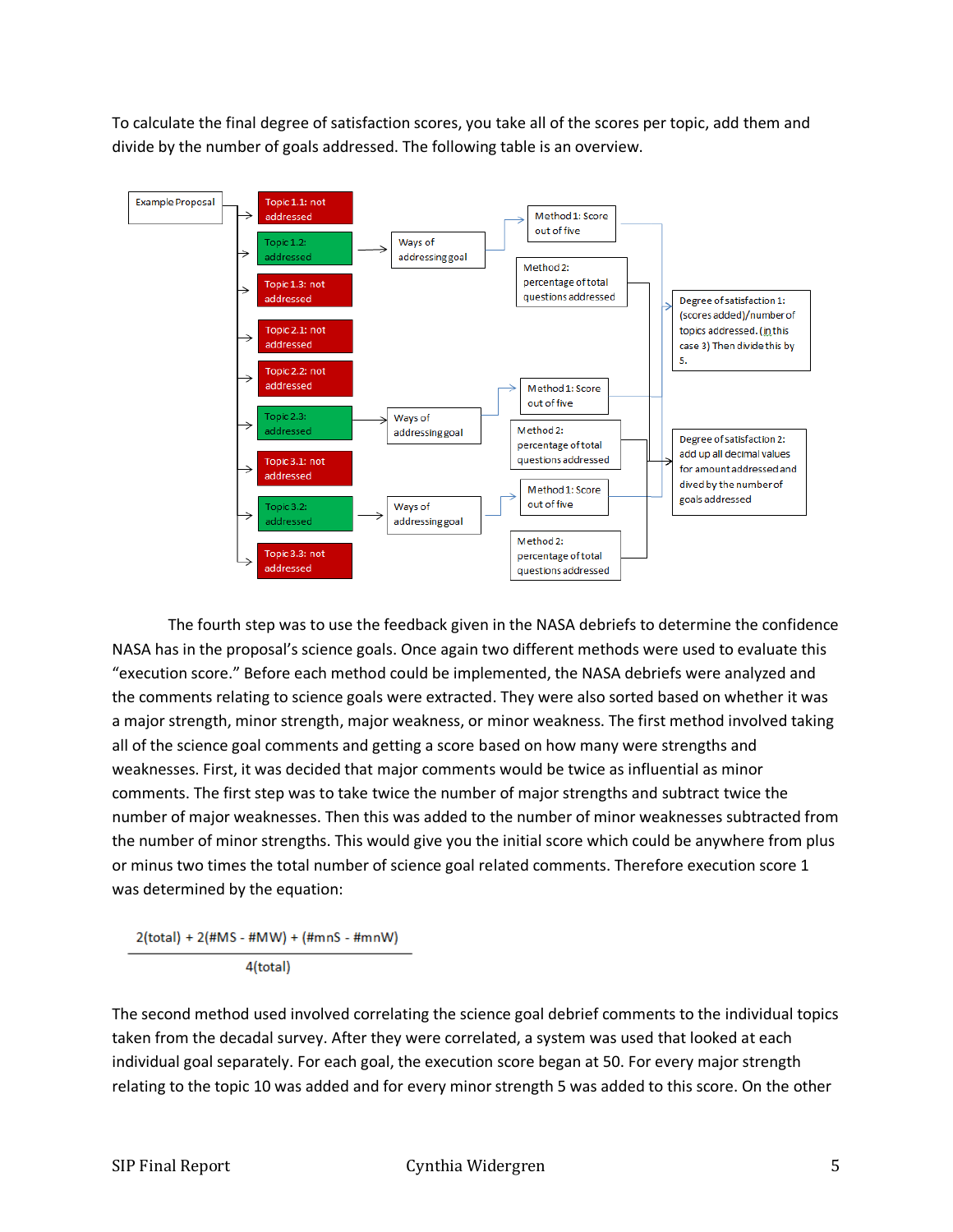To calculate the final degree of satisfaction scores, you take all of the scores per topic, add them and divide by the number of goals addressed. The following table is an overview.

- Example Proposal
  - Topic 1.1: not addressed
  - Topic 1.2: addressed → Ways of addressing goal → Method 1: Score out of five; Method 2: percentage of total questions addressed
  - Topic 1.3: not addressed
  - Topic 2.1: not addressed
  - Topic 2.2: not addressed
  - Topic 2.3: addressed → Ways of addressing goal → Method 1: Score out of five; Method 2: percentage of total questions addressed
  - Topic 3.1: not addressed
  - Topic 3.2: addressed → Ways of addressing goal → Method 1: Score out of five; Method 2: percentage of total questions addressed
  - Topic 3.3: not addressed
- Degree of satisfaction 1: (scores added)/number of topics addressed. (in this case 3) Then divide this by 5.
- Degree of satisfaction 2: add up all decimal values for amount addressed and dived by the number of goals addressed

The fourth step was to use the feedback given in the NASA debriefs to determine the confidence NASA has in the proposal's science goals. Once again two different methods were used to evaluate this "execution score." Before each method could be implemented, the NASA debriefs were analyzed and the comments relating to science goals were extracted. They were also sorted based on whether it was a major strength, minor strength, major weakness, or minor weakness. The first method involved taking all of the science goal comments and getting a score based on how many were strengths and weaknesses. First, it was decided that major comments would be twice as influential as minor comments. The first step was to take twice the number of major strengths and subtract twice the number of major weaknesses. Then this was added to the number of minor weaknesses subtracted from the number of minor strengths. This would give you the initial score which could be anywhere from plus or minus two times the total number of science goal related comments. Therefore execution score 1 was determined by the equation:

$$\frac{2(\text{total}) + 2(\#MS - \#MW) + (\#mnS - \#mnW)}{4(\text{total})}$$

The second method used involved correlating the science goal debrief comments to the individual topics taken from the decadal survey. After they were correlated, a system was used that looked at each individual goal separately. For each goal, the execution score began at 50. For every major strength relating to the topic 10 was added and for every minor strength 5 was added to this score. On the other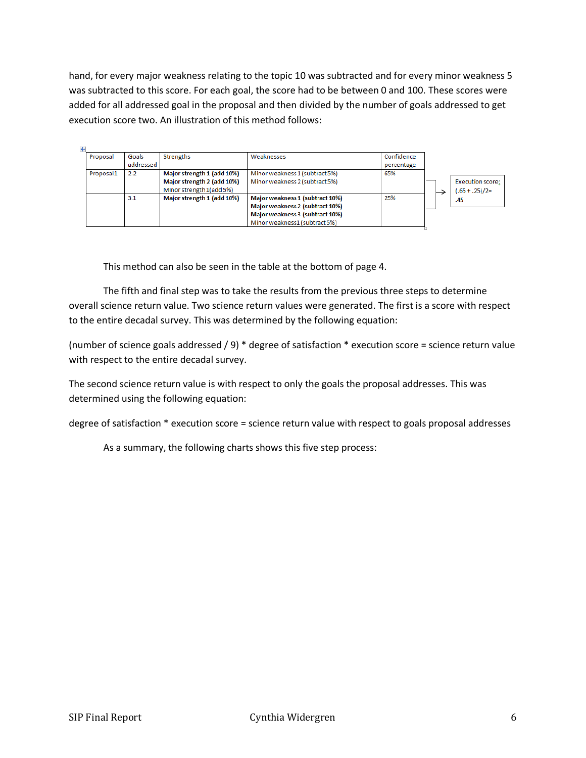hand, for every major weakness relating to the topic 10 was subtracted and for every minor weakness 5 was subtracted to this score. For each goal, the score had to be between 0 and 100. These scores were added for all addressed goal in the proposal and then divided by the number of goals addressed to get execution score two. An illustration of this method follows:

| Proposal | Goals addressed | Strengths | Weaknesses | Confidence percentage |
|---|---|---|---|---|
| Proposal1 | 2.2 | **Major strength 1 (add 10%)**<br>**Major strength 2 (add 10%)**<br>Minor strength 1(add 5%) | Minor weakness 1 (subtract 5%)<br>Minor weakness 2 (subtract 5%) | 65% |
| | 3.1 | **Major strength 1 (add 10%)** | **Major weakness 1 (subtract 10%)**<br>**Major weakness 2 (subtract 10%)**<br>**Major weakness 3 (subtract 10%)**<br>Minor weakness1 (subtract 5%) | 25% |

Execution score: (.65 + .25)/2= **.45**

This method can also be seen in the table at the bottom of page 4.

The fifth and final step was to take the results from the previous three steps to determine overall science return value. Two science return values were generated. The first is a score with respect to the entire decadal survey. This was determined by the following equation:

(number of science goals addressed / 9) * degree of satisfaction * execution score = science return value with respect to the entire decadal survey.

The second science return value is with respect to only the goals the proposal addresses. This was determined using the following equation:

degree of satisfaction * execution score = science return value with respect to goals proposal addresses

As a summary, the following charts shows this five step process: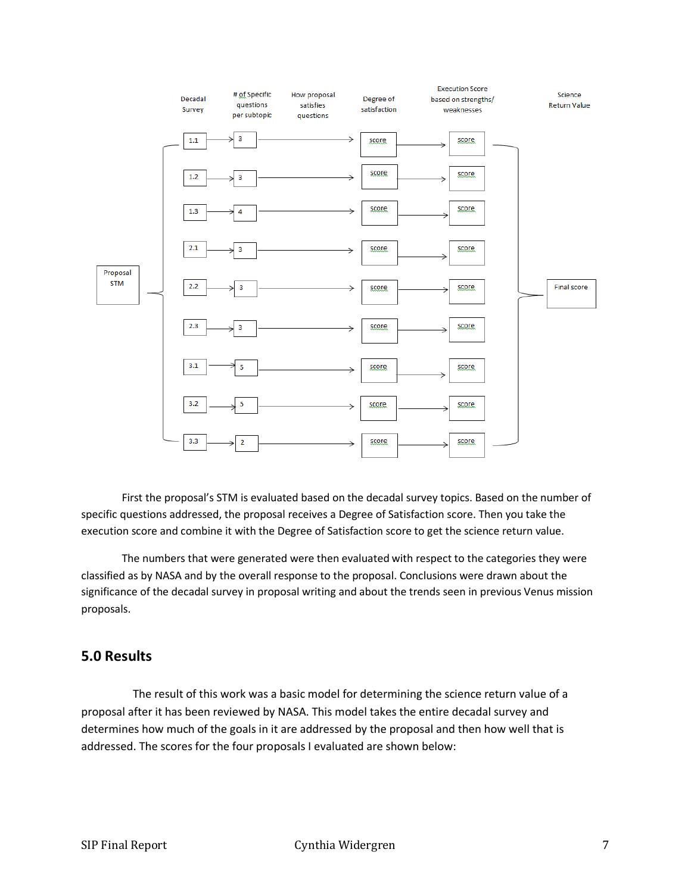| Decadal Survey | # of Specific questions per subtopic | How proposal satisfies questions | Degree of satisfaction | Execution Score based on strengths/ weaknesses | Science Return Value |
|---|---|---|---|---|---|
| 1.1 | 3 | | score | score | |
| 1.2 | 3 | | score | score | |
| 1.3 | 4 | | score | score | |
| 2.1 | 3 | | score | score | |
| 2.2 | 3 | | score | score | Final score |
| 2.3 | 3 | | score | score | |
| 3.1 | 5 | | score | score | |
| 3.2 | 5 | | score | score | |
| 3.3 | 2 | | score | score | |

Proposal STM

First the proposal's STM is evaluated based on the decadal survey topics. Based on the number of specific questions addressed, the proposal receives a Degree of Satisfaction score. Then you take the execution score and combine it with the Degree of Satisfaction score to get the science return value.

The numbers that were generated were then evaluated with respect to the categories they were classified as by NASA and by the overall response to the proposal. Conclusions were drawn about the significance of the decadal survey in proposal writing and about the trends seen in previous Venus mission proposals.

## 5.0 Results

The result of this work was a basic model for determining the science return value of a proposal after it has been reviewed by NASA. This model takes the entire decadal survey and determines how much of the goals in it are addressed by the proposal and then how well that is addressed. The scores for the four proposals I evaluated are shown below: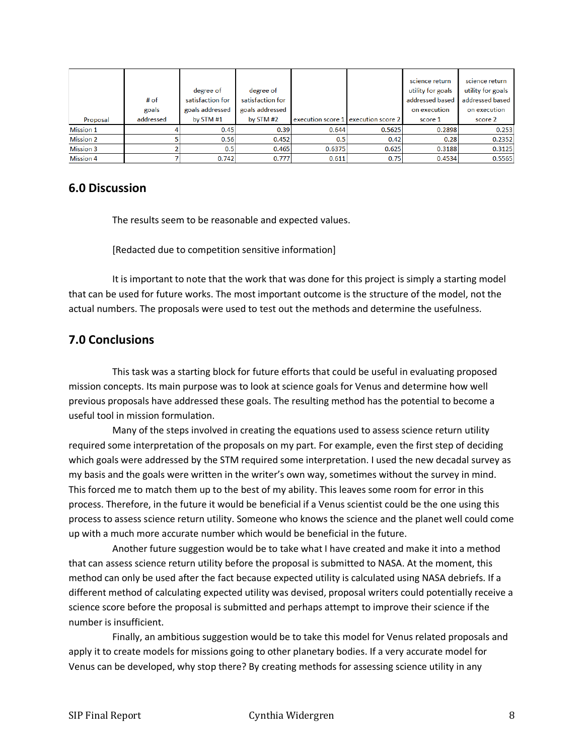| Proposal | # of goals addressed | degree of satisfaction for goals addressed by STM #1 | degree of satisfaction for goals addressed by STM #2 | execution score 1 | execution score 2 | science return utility for goals addressed based on execution score 1 | science return utility for goals addressed based on execution score 2 |
|---|---|---|---|---|---|---|---|
| Mission 1 | 4 | 0.45 | 0.39 | 0.644 | 0.5625 | 0.2898 | 0.253 |
| Mission 2 | 5 | 0.56 | 0.452 | 0.5 | 0.42 | 0.28 | 0.2352 |
| Mission 3 | 2 | 0.5 | 0.465 | 0.6375 | 0.625 | 0.3188 | 0.3125 |
| Mission 4 | 7 | 0.742 | 0.777 | 0.611 | 0.75 | 0.4534 | 0.5565 |

## 6.0 Discussion

The results seem to be reasonable and expected values.

[Redacted due to competition sensitive information]

It is important to note that the work that was done for this project is simply a starting model that can be used for future works. The most important outcome is the structure of the model, not the actual numbers. The proposals were used to test out the methods and determine the usefulness.

## 7.0 Conclusions

This task was a starting block for future efforts that could be useful in evaluating proposed mission concepts. Its main purpose was to look at science goals for Venus and determine how well previous proposals have addressed these goals. The resulting method has the potential to become a useful tool in mission formulation.

Many of the steps involved in creating the equations used to assess science return utility required some interpretation of the proposals on my part. For example, even the first step of deciding which goals were addressed by the STM required some interpretation. I used the new decadal survey as my basis and the goals were written in the writer's own way, sometimes without the survey in mind. This forced me to match them up to the best of my ability. This leaves some room for error in this process. Therefore, in the future it would be beneficial if a Venus scientist could be the one using this process to assess science return utility. Someone who knows the science and the planet well could come up with a much more accurate number which would be beneficial in the future.

Another future suggestion would be to take what I have created and make it into a method that can assess science return utility before the proposal is submitted to NASA. At the moment, this method can only be used after the fact because expected utility is calculated using NASA debriefs. If a different method of calculating expected utility was devised, proposal writers could potentially receive a science score before the proposal is submitted and perhaps attempt to improve their science if the number is insufficient.

Finally, an ambitious suggestion would be to take this model for Venus related proposals and apply it to create models for missions going to other planetary bodies. If a very accurate model for Venus can be developed, why stop there? By creating methods for assessing science utility in any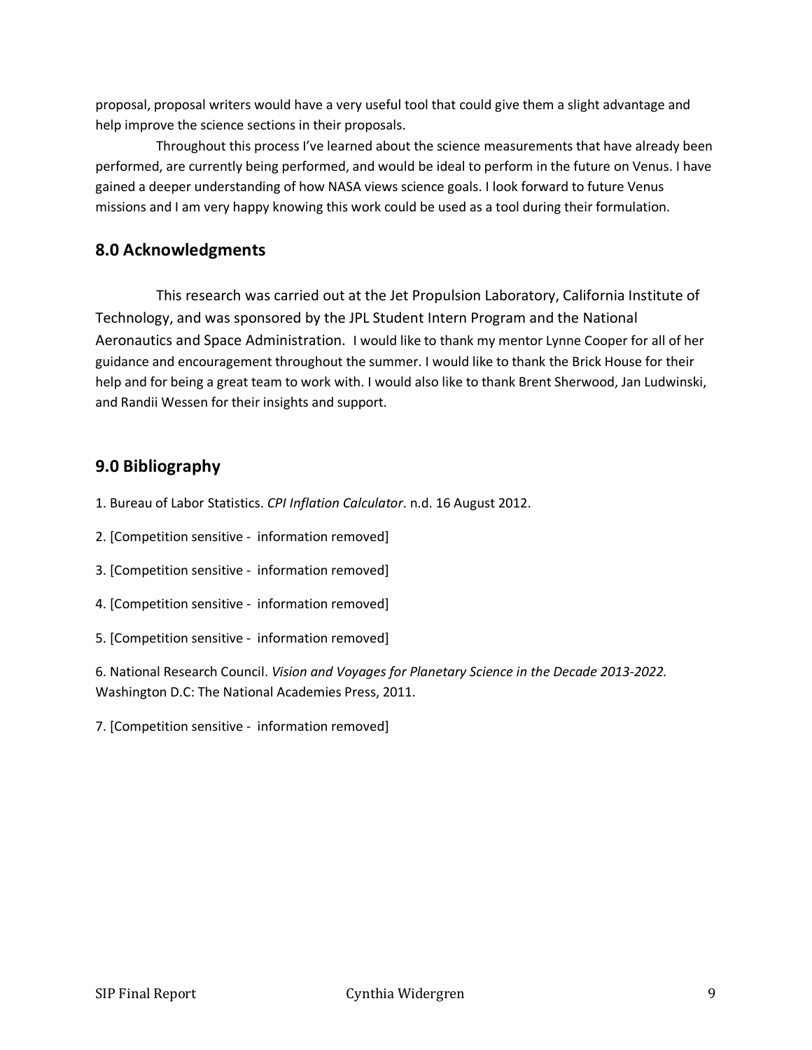proposal, proposal writers would have a very useful tool that could give them a slight advantage and help improve the science sections in their proposals.

Throughout this process I've learned about the science measurements that have already been performed, are currently being performed, and would be ideal to perform in the future on Venus. I have gained a deeper understanding of how NASA views science goals. I look forward to future Venus missions and I am very happy knowing this work could be used as a tool during their formulation.

## 8.0 Acknowledgments

This research was carried out at the Jet Propulsion Laboratory, California Institute of Technology, and was sponsored by the JPL Student Intern Program and the National Aeronautics and Space Administration. I would like to thank my mentor Lynne Cooper for all of her guidance and encouragement throughout the summer. I would like to thank the Brick House for their help and for being a great team to work with. I would also like to thank Brent Sherwood, Jan Ludwinski, and Randii Wessen for their insights and support.

## 9.0 Bibliography

1. Bureau of Labor Statistics. *CPI Inflation Calculator*. n.d. 16 August 2012.

2. [Competition sensitive - information removed]

3. [Competition sensitive - information removed]

4. [Competition sensitive - information removed]

5. [Competition sensitive - information removed]

6. National Research Council. *Vision and Voyages for Planetary Science in the Decade 2013-2022.* Washington D.C: The National Academies Press, 2011.

7. [Competition sensitive - information removed]